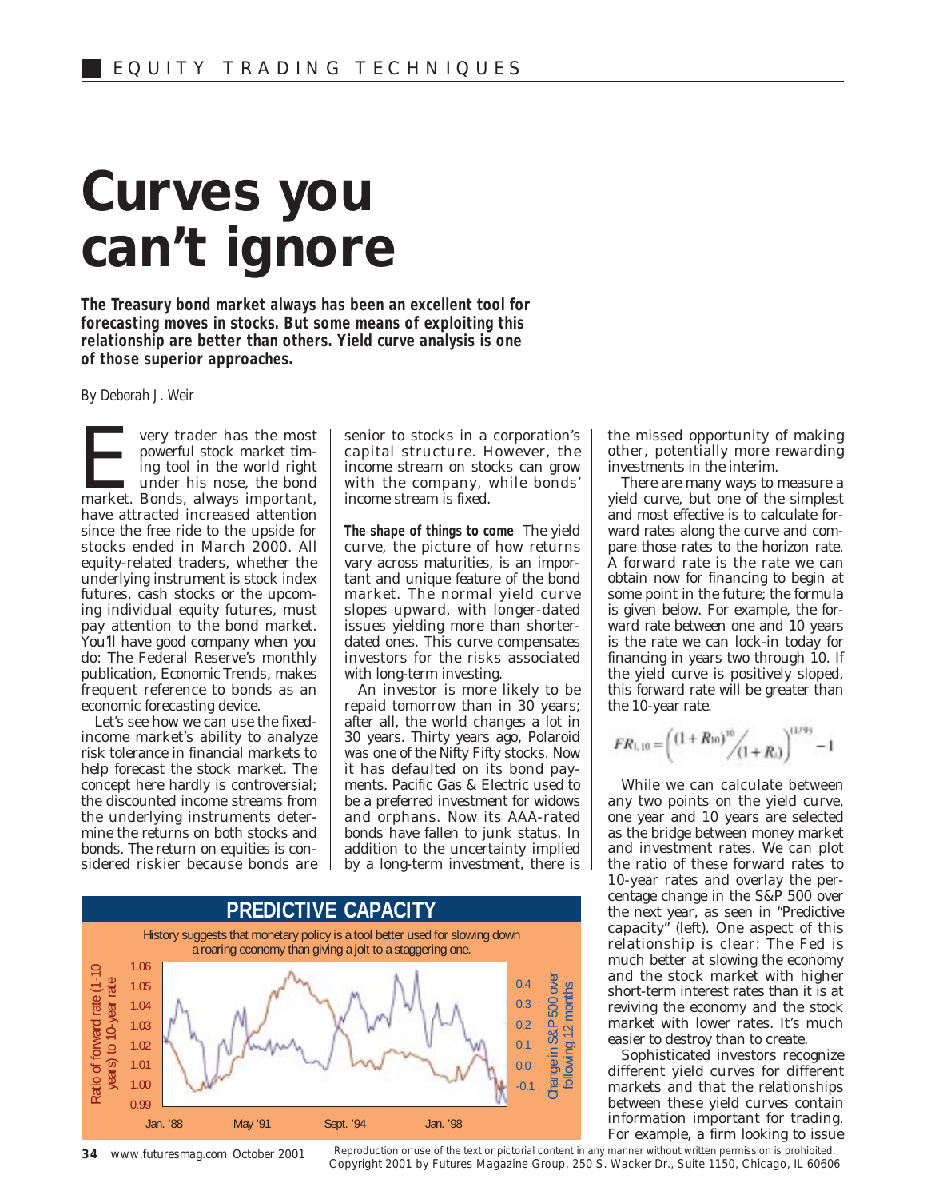# Curves you can't ignore

**The Treasury bond market always has been an excellent tool for forecasting moves in stocks. But some means of exploiting this relationship are better than others. Yield curve analysis is one of those superior approaches.**

*By Deborah J. Weir*

Every trader has the most powerful stock market timing tool in the world right under his nose, the bond market. Bonds, always important, have attracted increased attention since the free ride to the upside for stocks ended in March 2000. All equity-related traders, whether the underlying instrument is stock index futures, cash stocks or the upcoming individual equity futures, must pay attention to the bond market. You'll have good company when you do: The Federal Reserve's monthly publication, Economic Trends, makes frequent reference to bonds as an economic forecasting device.

Let's see how we can use the fixed-income market's ability to analyze risk tolerance in financial markets to help forecast the stock market. The concept here hardly is controversial; the discounted income streams from the underlying instruments determine the returns on both stocks and bonds. The return on equities is considered riskier because bonds are senior to stocks in a corporation's capital structure. However, the income stream on stocks can grow with the company, while bonds' income stream is fixed.

**The shape of things to come** The yield curve, the picture of how returns vary across maturities, is an important and unique feature of the bond market. The normal yield curve slopes upward, with longer-dated issues yielding more than shorter-dated ones. This curve compensates investors for the risks associated with long-term investing.

An investor is more likely to be repaid tomorrow than in 30 years; after all, the world changes a lot in 30 years. Thirty years ago, Polaroid was one of the Nifty Fifty stocks. Now it has defaulted on its bond payments. Pacific Gas & Electric used to be a preferred investment for widows and orphans. Now its AAA-rated bonds have fallen to junk status. In addition to the uncertainty implied by a long-term investment, there is the missed opportunity of making other, potentially more rewarding investments in the interim.

There are many ways to measure a yield curve, but one of the simplest and most effective is to calculate forward rates along the curve and compare those rates to the horizon rate. A forward rate is the rate we can obtain now for financing to begin at some point in the future; the formula is given below. For example, the forward rate between one and 10 years is the rate we can lock-in today for financing in years two through 10. If the yield curve is positively sloped, this forward rate will be greater than the 10-year rate.

$$FR_{1,10} = \left( \frac{(1+R_{10})^{10}}{(1+R_1)} \right)^{(1/9)} - 1$$

While we can calculate between any two points on the yield curve, one year and 10 years are selected as the bridge between money market and investment rates. We can plot the ratio of these forward rates to 10-year rates and overlay the percentage change in the S&P 500 over the next year, as seen in "Predictive capacity" (left). One aspect of this relationship is clear: The Fed is much better at slowing the economy and the stock market with higher short-term interest rates than it is at reviving the economy and the stock market with lower rates. It's much easier to destroy than to create.

Sophisticated investors recognize different yield curves for different markets and that the relationships between these yield curves contain information important for trading. For example, a firm looking to issue

**PREDICTIVE CAPACITY**

History suggests that monetary policy is a tool better used for slowing down a roaring economy than giving a jolt to a staggering one.

(Chart: left axis "Ratio of forward rate (1-10 years) to 10-year rate", 0.99–1.06; right axis "Change in S&P 500 over following 12 months", -0.1–0.4; x-axis Jan. '88, May '91, Sept. '94, Jan. '98)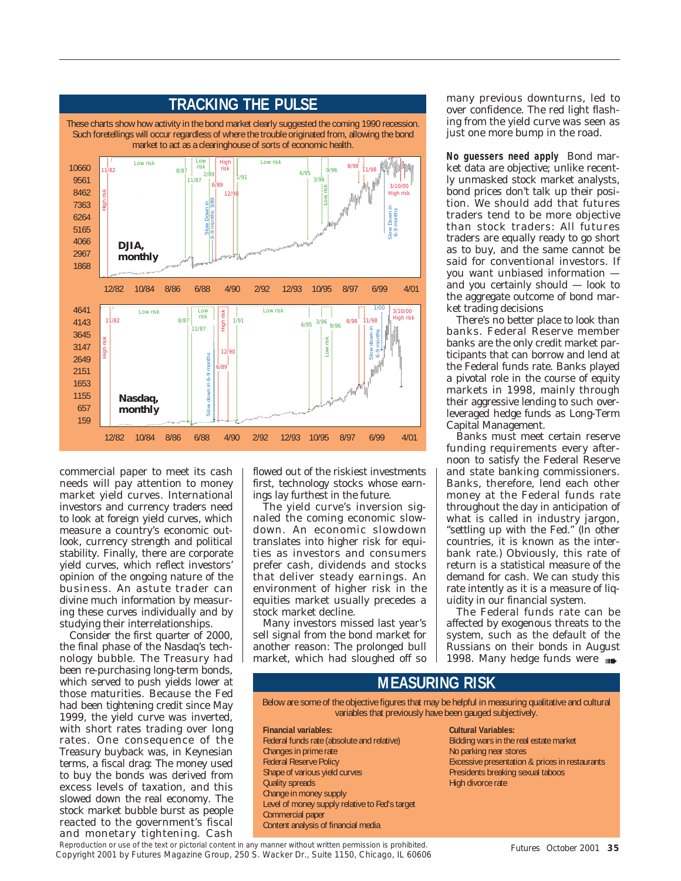## TRACKING THE PULSE

These charts show how activity in the bond market clearly suggested the coming 1990 recession. Such foretellings will occur regardless of where the trouble originated from, allowing the bond market to act as a clearinghouse of sorts of economic health.

commercial paper to meet its cash needs will pay attention to money market yield curves. International investors and currency traders need to look at foreign yield curves, which measure a country's economic outlook, currency strength and political stability. Finally, there are corporate yield curves, which reflect investors' opinion of the ongoing nature of the business. An astute trader can divine much information by measuring these curves individually and by studying their interrelationships.

Consider the first quarter of 2000, the final phase of the Nasdaq's technology bubble. The Treasury had been re-purchasing long-term bonds, which served to push yields lower at those maturities. Because the Fed had been tightening credit since May 1999, the yield curve was inverted, with short rates trading over long rates. One consequence of the Treasury buyback was, in Keynesian terms, a fiscal drag: The money used to buy the bonds was derived from excess levels of taxation, and this slowed down the real economy. The stock market bubble burst as people reacted to the government's fiscal and monetary tightening. Cash flowed out of the riskiest investments first, technology stocks whose earnings lay furthest in the future.

The yield curve's inversion signaled the coming economic slowdown. An economic slowdown translates into higher risk for equities as investors and consumers prefer cash, dividends and stocks that deliver steady earnings. An environment of higher risk in the equities market usually precedes a stock market decline.

Many investors missed last year's sell signal from the bond market for another reason: The prolonged bull market, which had sloughed off so many previous downturns, led to over confidence. The red light flashing from the yield curve was seen as just one more bump in the road.

**No guessers need apply** Bond market data are objective; unlike recently unmasked stock market analysts, bond prices don't talk up their position. We should add that futures traders tend to be more objective than stock traders: All futures traders are equally ready to go short as to buy, and the same cannot be said for conventional investors. If you want unbiased information — and you certainly should — look to the aggregate outcome of bond market trading decisions

There's no better place to look than banks. Federal Reserve member banks are the only credit market participants that can borrow and lend at the Federal funds rate. Banks played a pivotal role in the course of equity markets in 1998, mainly through their aggressive lending to such over-leveraged hedge funds as Long-Term Capital Management.

Banks must meet certain reserve funding requirements every afternoon to satisfy the Federal Reserve and state banking commissioners. Banks, therefore, lend each other money at the Federal funds rate throughout the day in anticipation of what is called in industry jargon, "settling up with the Fed." (In other countries, it is known as the interbank rate.) Obviously, this rate of return is a statistical measure of the demand for cash. We can study this rate intently as it is a measure of liquidity in our financial system.

The Federal funds rate can be affected by exogenous threats to the system, such as the default of the Russians on their bonds in August 1998. Many hedge funds were

## MEASURING RISK

Below are some of the objective figures that may be helpful in measuring qualitative and cultural variables that previously have been gauged subjectively.

**Financial variables:**
- Federal funds rate (absolute and relative)
- Changes in prime rate
- Federal Reserve Policy
- Shape of various yield curves
- Quality spreads
- Change in money supply
- Level of money supply relative to Fed's target
- Commercial paper
- Content analysis of financial media

**Cultural Variables:**
- Bidding wars in the real estate market
- No parking near stores
- Excessive presentation & prices in restaurants
- Presidents breaking sexual taboos
- High divorce rate

Reproduction or use of the text or pictorial content in any manner without written permission is prohibited.
Copyright 2001 by Futures Magazine Group, 250 S. Wacker Dr., Suite 1150, Chicago, IL 60606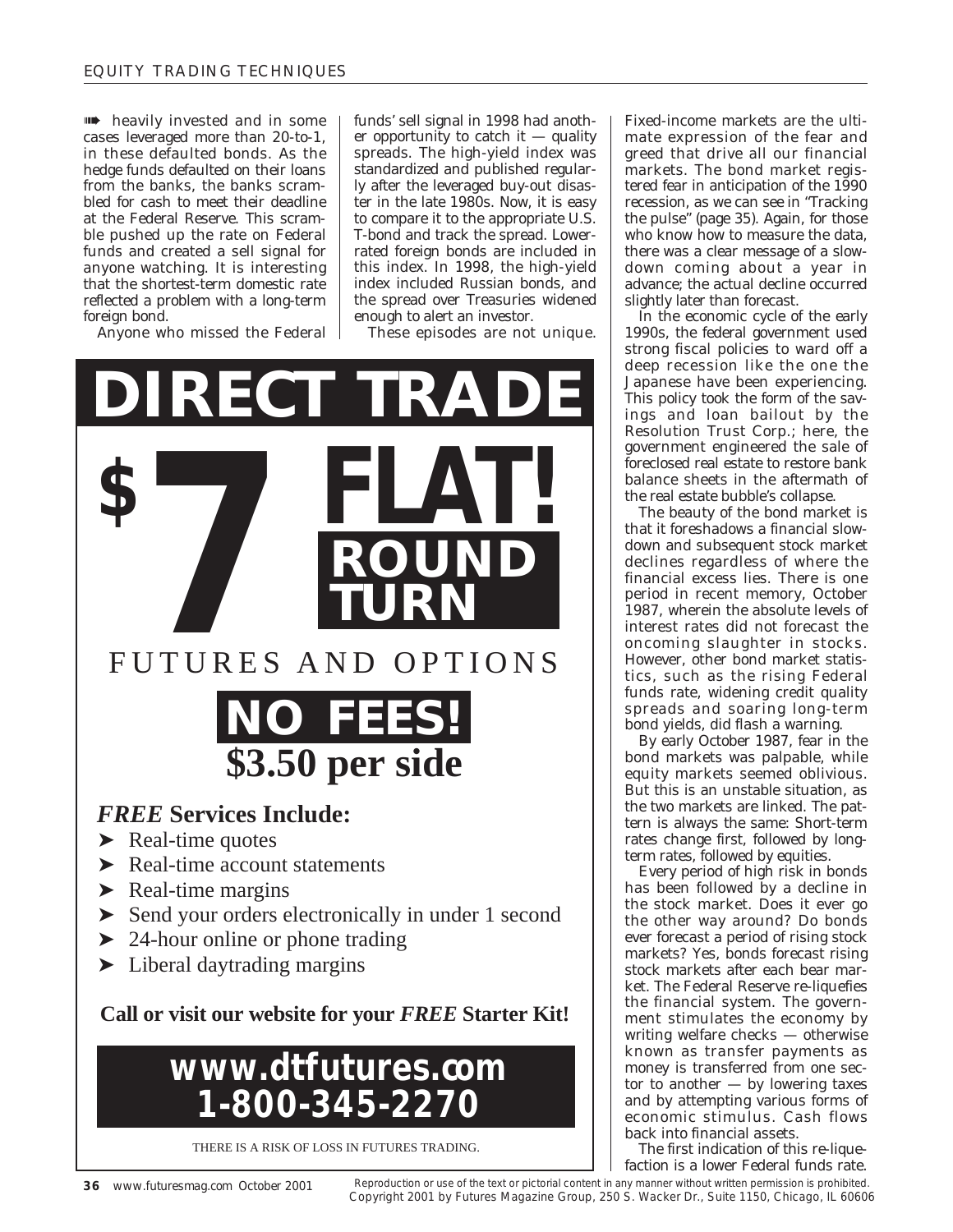heavily invested and in some cases leveraged more than 20-to-1, in these defaulted bonds. As the hedge funds defaulted on their loans from the banks, the banks scrambled for cash to meet their deadline at the Federal Reserve. This scramble pushed up the rate on Federal funds and created a sell signal for anyone watching. It is interesting that the shortest-term domestic rate reflected a problem with a long-term foreign bond.

Anyone who missed the Federal funds' sell signal in 1998 had another opportunity to catch it — quality spreads. The high-yield index was standardized and published regularly after the leveraged buy-out disaster in the late 1980s. Now, it is easy to compare it to the appropriate U.S. T-bond and track the spread. Lower-rated foreign bonds are included in this index. In 1998, the high-yield index included Russian bonds, and the spread over Treasuries widened enough to alert an investor.

These episodes are not unique. Fixed-income markets are the ultimate expression of the fear and greed that drive all our financial markets. The bond market registered fear in anticipation of the 1990 recession, as we can see in "Tracking the pulse" (page 35). Again, for those who know how to measure the data, there was a clear message of a slowdown coming about a year in advance; the actual decline occurred slightly later than forecast.

In the economic cycle of the early 1990s, the federal government used strong fiscal policies to ward off a deep recession like the one the Japanese have been experiencing. This policy took the form of the savings and loan bailout by the Resolution Trust Corp.; here, the government engineered the sale of foreclosed real estate to restore bank balance sheets in the aftermath of the real estate bubble's collapse.

The beauty of the bond market is that it foreshadows a financial slowdown and subsequent stock market declines regardless of where the financial excess lies. There is one period in recent memory, October 1987, wherein the absolute levels of interest rates did not forecast the oncoming slaughter in stocks. However, other bond market statistics, such as the rising Federal funds rate, widening credit quality spreads and soaring long-term bond yields, did flash a warning.

By early October 1987, fear in the bond markets was palpable, while equity markets seemed oblivious. But this is an unstable situation, as the two markets are linked. The pattern is always the same: Short-term rates change first, followed by long-term rates, followed by equities.

Every period of high risk in bonds has been followed by a decline in the stock market. Does it ever go the other way around? Do bonds ever forecast a period of rising stock markets? Yes, bonds forecast rising stock markets after each bear market. The Federal Reserve re-liquefies the financial system. The government stimulates the economy by writing welfare checks — otherwise known as transfer payments as money is transferred from one sector to another — by lowering taxes and by attempting various forms of economic stimulus. Cash flows back into financial assets.

The first indication of this re-liquefaction is a lower Federal funds rate.

---

# DIRECT TRADE

# $7 FLAT! ROUND TURN

FUTURES AND OPTIONS

**NO FEES!**

**$3.50 per side**

***FREE*** **Services Include:**

- Real-time quotes
- Real-time account statements
- Real-time margins
- Send your orders electronically in under 1 second
- 24-hour online or phone trading
- Liberal daytrading margins

**Call or visit our website for your *FREE* Starter Kit!**

**www.dtfutures.com**
**1-800-345-2270**

THERE IS A RISK OF LOSS IN FUTURES TRADING.

---

Reproduction or use of the text or pictorial content in any manner without written permission is prohibited. Copyright 2001 by Futures Magazine Group, 250 S. Wacker Dr., Suite 1150, Chicago, IL 60606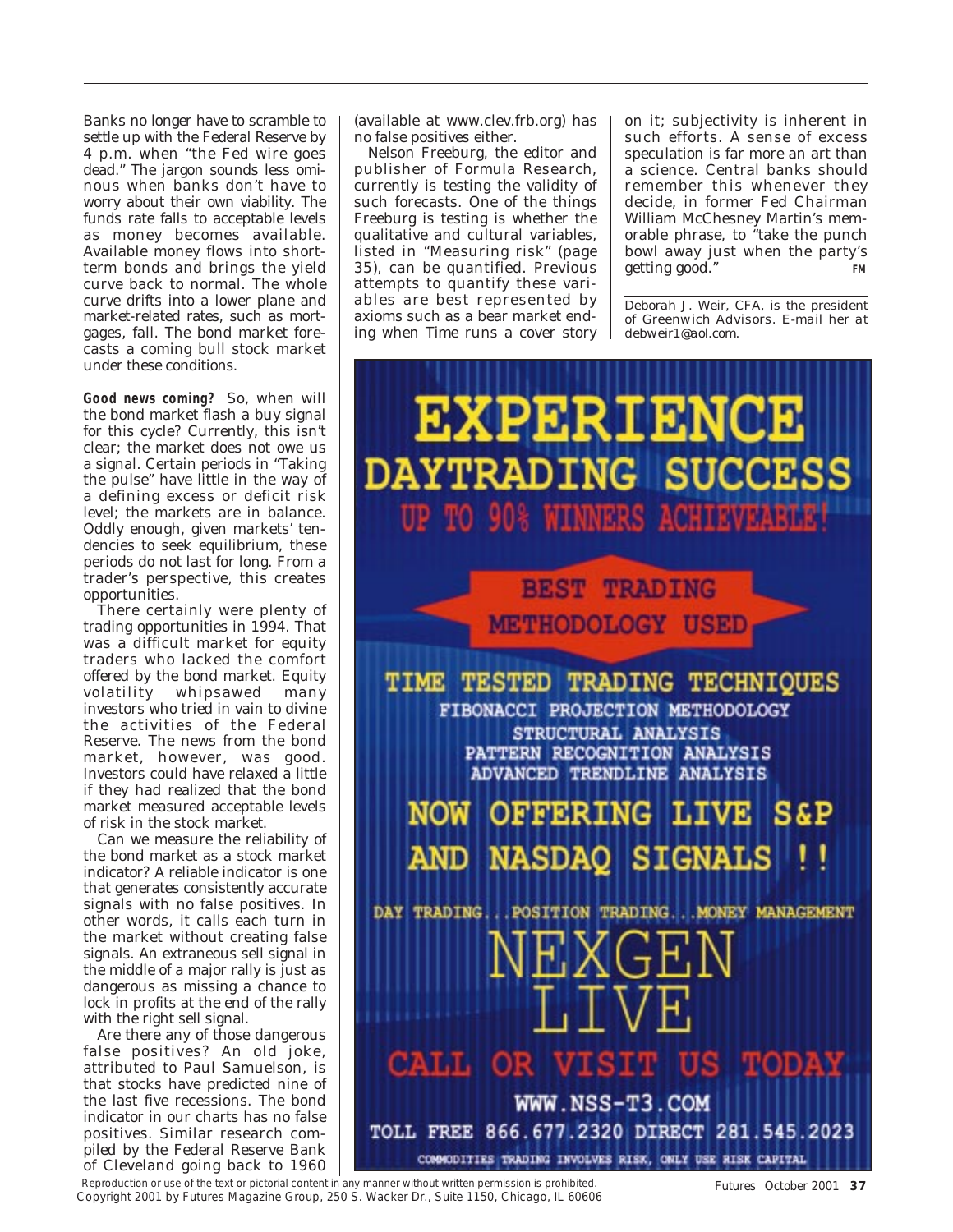Banks no longer have to scramble to settle up with the Federal Reserve by 4 p.m. when "the Fed wire goes dead." The jargon sounds less ominous when banks don't have to worry about their own viability. The funds rate falls to acceptable levels as money becomes available. Available money flows into short-term bonds and brings the yield curve back to normal. The whole curve drifts into a lower plane and market-related rates, such as mortgages, fall. The bond market forecasts a coming bull stock market under these conditions.

**Good news coming?** So, when will the bond market flash a buy signal for this cycle? Currently, this isn't clear; the market does not owe us a signal. Certain periods in "Taking the pulse" have little in the way of a defining excess or deficit risk level; the markets are in balance. Oddly enough, given markets' tendencies to seek equilibrium, these periods do not last for long. From a trader's perspective, this creates opportunities.

There certainly were plenty of trading opportunities in 1994. That was a difficult market for equity traders who lacked the comfort offered by the bond market. Equity volatility whipsawed many investors who tried in vain to divine the activities of the Federal Reserve. The news from the bond market, however, was good. Investors could have relaxed a little if they had realized that the bond market measured acceptable levels of risk in the stock market.

Can we measure the reliability of the bond market as a stock market indicator? A reliable indicator is one that generates consistently accurate signals with no false positives. In other words, it calls each turn in the market without creating false signals. An extraneous sell signal in the middle of a major rally is just as dangerous as missing a chance to lock in profits at the end of the rally with the right sell signal.

Are there any of those dangerous false positives? An old joke, attributed to Paul Samuelson, is that stocks have predicted nine of the last five recessions. The bond indicator in our charts has no false positives. Similar research compiled by the Federal Reserve Bank of Cleveland going back to 1960 (available at www.clev.frb.org) has no false positives either.

Nelson Freeburg, the editor and publisher of Formula Research, currently is testing the validity of such forecasts. One of the things Freeburg is testing is whether the qualitative and cultural variables, listed in "Measuring risk" (page 35), can be quantified. Previous attempts to quantify these variables are best represented by axioms such as a bear market ending when Time runs a cover story on it; subjectivity is inherent in such efforts. A sense of excess speculation is far more an art than a science. Central banks should remember this whenever they decide, in former Fed Chairman William McChesney Martin's memorable phrase, to "take the punch bowl away just when the party's getting good." **FM**

---

Deborah J. Weir, CFA, is the president of Greenwich Advisors. E-mail her at debweir1@aol.com.

---

EXPERIENCE DAYTRADING SUCCESS

UP TO 90% WINNERS ACHIEVEABLE!

BEST TRADING METHODOLOGY USED

TIME TESTED TRADING TECHNIQUES

FIBONACCI PROJECTION METHODOLOGY

STRUCTURAL ANALYSIS

PATTERN RECOGNITION ANALYSIS

ADVANCED TRENDLINE ANALYSIS

NOW OFFERING LIVE S&P AND NASDAQ SIGNALS !!

DAY TRADING...POSITION TRADING...MONEY MANAGEMENT

NEXGEN LIVE

CALL OR VISIT US TODAY

WWW.NSS-T3.COM

TOLL FREE 866.677.2320 DIRECT 281.545.2023

COMMODITIES TRADING INVOLVES RISK, ONLY USE RISK CAPITAL